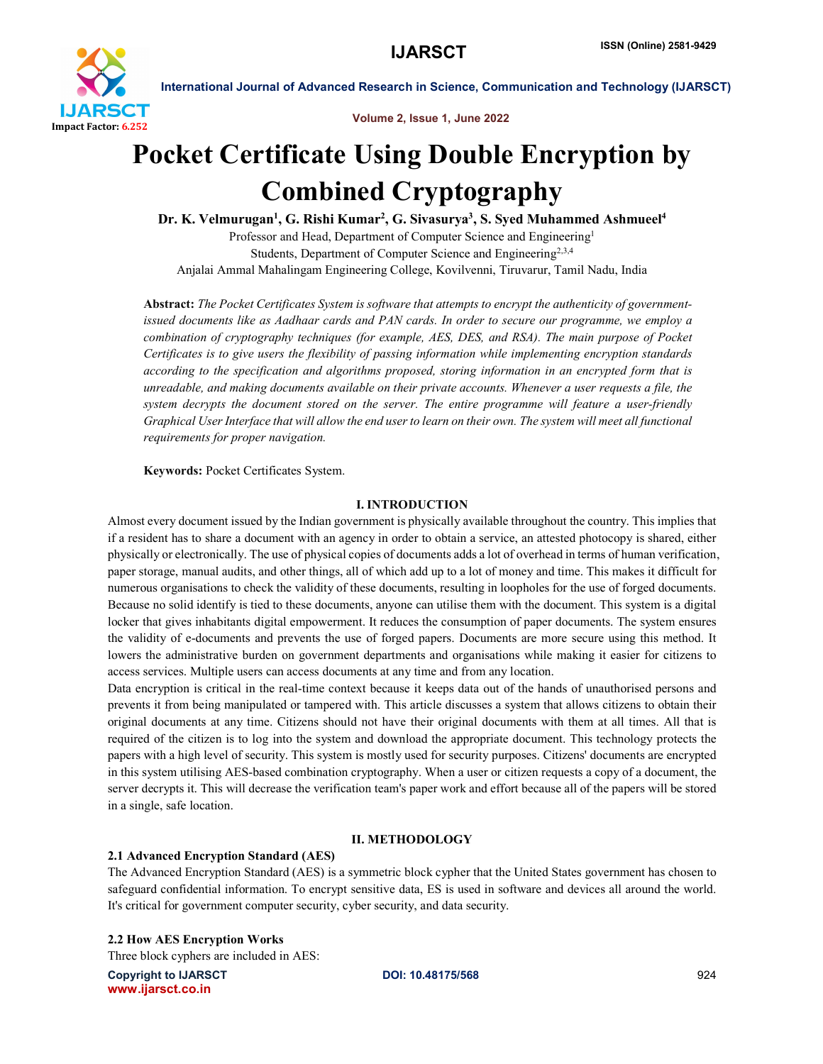# Pocket Certificate Using Double Encryption by Combined Cryptography

**Dr. K. Velmurugan[1], G. Rishi Kumar[2], G. Sivasurya[3], S. Syed Muhammed Ashmueel[4]**

Professor and Head, Department of Computer Science and Engineering[1]

Students, Department of Computer Science and Engineering[2,3,4]

Anjalai Ammal Mahalingam Engineering College, Kovilvenni, Tiruvarur, Tamil Nadu, India

**Abstract:** *The Pocket Certificates System is software that attempts to encrypt the authenticity of government-issued documents like as Aadhaar cards and PAN cards. In order to secure our programme, we employ a combination of cryptography techniques (for example, AES, DES, and RSA). The main purpose of Pocket Certificates is to give users the flexibility of passing information while implementing encryption standards according to the specification and algorithms proposed, storing information in an encrypted form that is unreadable, and making documents available on their private accounts. Whenever a user requests a file, the system decrypts the document stored on the server. The entire programme will feature a user-friendly Graphical User Interface that will allow the end user to learn on their own. The system will meet all functional requirements for proper navigation.*

**Keywords:** Pocket Certificates System.

## I. INTRODUCTION

Almost every document issued by the Indian government is physically available throughout the country. This implies that if a resident has to share a document with an agency in order to obtain a service, an attested photocopy is shared, either physically or electronically. The use of physical copies of documents adds a lot of overhead in terms of human verification, paper storage, manual audits, and other things, all of which add up to a lot of money and time. This makes it difficult for numerous organisations to check the validity of these documents, resulting in loopholes for the use of forged documents. Because no solid identify is tied to these documents, anyone can utilise them with the document. This system is a digital locker that gives inhabitants digital empowerment. It reduces the consumption of paper documents. The system ensures the validity of e-documents and prevents the use of forged papers. Documents are more secure using this method. It lowers the administrative burden on government departments and organisations while making it easier for citizens to access services. Multiple users can access documents at any time and from any location.

Data encryption is critical in the real-time context because it keeps data out of the hands of unauthorised persons and prevents it from being manipulated or tampered with. This article discusses a system that allows citizens to obtain their original documents at any time. Citizens should not have their original documents with them at all times. All that is required of the citizen is to log into the system and download the appropriate document. This technology protects the papers with a high level of security. This system is mostly used for security purposes. Citizens' documents are encrypted in this system utilising AES-based combination cryptography. When a user or citizen requests a copy of a document, the server decrypts it. This will decrease the verification team's paper work and effort because all of the papers will be stored in a single, safe location.

## II. METHODOLOGY

### 2.1 Advanced Encryption Standard (AES)

The Advanced Encryption Standard (AES) is a symmetric block cypher that the United States government has chosen to safeguard confidential information. To encrypt sensitive data, ES is used in software and devices all around the world. It's critical for government computer security, cyber security, and data security.

### 2.2 How AES Encryption Works

Three block cyphers are included in AES: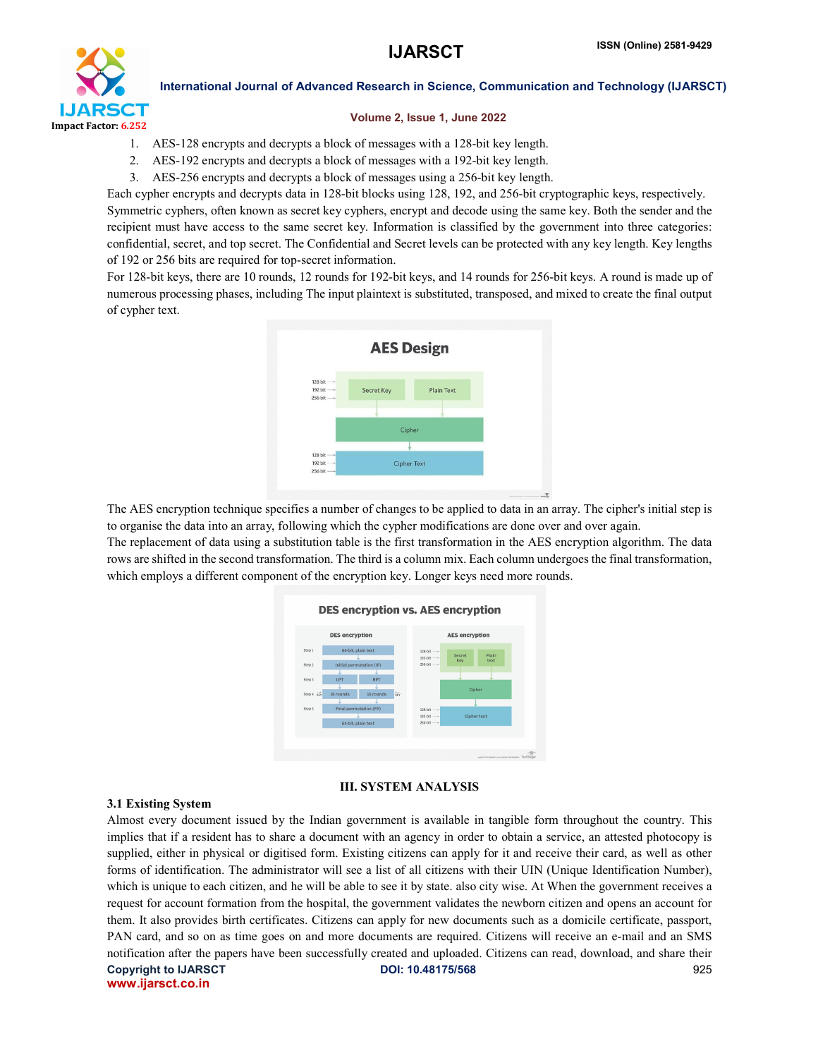1. AES-128 encrypts and decrypts a block of messages with a 128-bit key length.
2. AES-192 encrypts and decrypts a block of messages with a 192-bit key length.
3. AES-256 encrypts and decrypts a block of messages using a 256-bit key length.

Each cypher encrypts and decrypts data in 128-bit blocks using 128, 192, and 256-bit cryptographic keys, respectively. Symmetric cyphers, often known as secret key cyphers, encrypt and decode using the same key. Both the sender and the recipient must have access to the same secret key. Information is classified by the government into three categories: confidential, secret, and top secret. The Confidential and Secret levels can be protected with any key length. Key lengths of 192 or 256 bits are required for top-secret information.

For 128-bit keys, there are 10 rounds, 12 rounds for 192-bit keys, and 14 rounds for 256-bit keys. A round is made up of numerous processing phases, including The input plaintext is substituted, transposed, and mixed to create the final output of cypher text.

The AES encryption technique specifies a number of changes to be applied to data in an array. The cipher's initial step is to organise the data into an array, following which the cypher modifications are done over and over again.

The replacement of data using a substitution table is the first transformation in the AES encryption algorithm. The data rows are shifted in the second transformation. The third is a column mix. Each column undergoes the final transformation, which employs a different component of the encryption key. Longer keys need more rounds.

## III. SYSTEM ANALYSIS

### 3.1 Existing System

Almost every document issued by the Indian government is available in tangible form throughout the country. This implies that if a resident has to share a document with an agency in order to obtain a service, an attested photocopy is supplied, either in physical or digitised form. Existing citizens can apply for it and receive their card, as well as other forms of identification. The administrator will see a list of all citizens with their UIN (Unique Identification Number), which is unique to each citizen, and he will be able to see it by state. also city wise. At When the government receives a request for account formation from the hospital, the government validates the newborn citizen and opens an account for them. It also provides birth certificates. Citizens can apply for new documents such as a domicile certificate, passport, PAN card, and so on as time goes on and more documents are required. Citizens will receive an e-mail and an SMS notification after the papers have been successfully created and uploaded. Citizens can read, download, and share their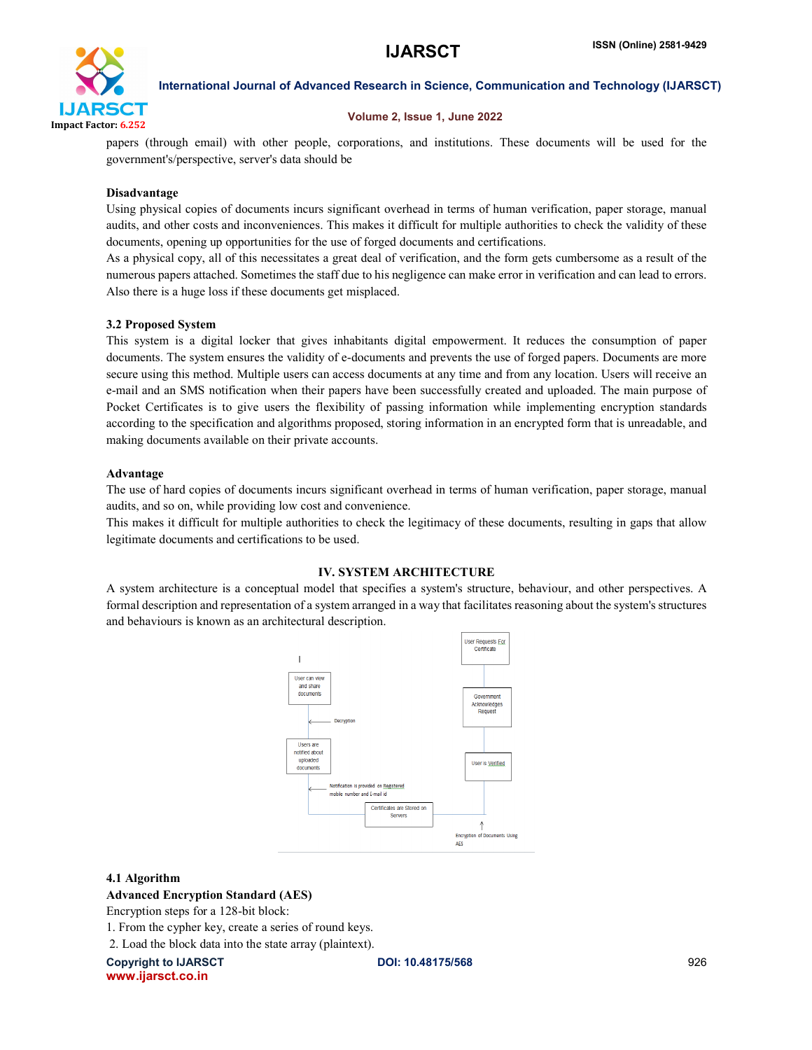papers (through email) with other people, corporations, and institutions. These documents will be used for the government's/perspective, server's data should be

**Disadvantage**

Using physical copies of documents incurs significant overhead in terms of human verification, paper storage, manual audits, and other costs and inconveniences. This makes it difficult for multiple authorities to check the validity of these documents, opening up opportunities for the use of forged documents and certifications.

As a physical copy, all of this necessitates a great deal of verification, and the form gets cumbersome as a result of the numerous papers attached. Sometimes the staff due to his negligence can make error in verification and can lead to errors. Also there is a huge loss if these documents get misplaced.

### 3.2 Proposed System

This system is a digital locker that gives inhabitants digital empowerment. It reduces the consumption of paper documents. The system ensures the validity of e-documents and prevents the use of forged papers. Documents are more secure using this method. Multiple users can access documents at any time and from any location. Users will receive an e-mail and an SMS notification when their papers have been successfully created and uploaded. The main purpose of Pocket Certificates is to give users the flexibility of passing information while implementing encryption standards according to the specification and algorithms proposed, storing information in an encrypted form that is unreadable, and making documents available on their private accounts.

**Advantage**

The use of hard copies of documents incurs significant overhead in terms of human verification, paper storage, manual audits, and so on, while providing low cost and convenience.

This makes it difficult for multiple authorities to check the legitimacy of these documents, resulting in gaps that allow legitimate documents and certifications to be used.

## IV. SYSTEM ARCHITECTURE

A system architecture is a conceptual model that specifies a system's structure, behaviour, and other perspectives. A formal description and representation of a system arranged in a way that facilitates reasoning about the system's structures and behaviours is known as an architectural description.

User Requests For Certificate → Government Acknowledges Request → User is Verified → Encryption of Documents Using AES → Certificates are Stored on Servers → Notification is provided on Registered mobile number and E-mail id → Users are notified about uploaded documents → Decryption → User can view and share documents

### 4.1 Algorithm

**Advanced Encryption Standard (AES)**

Encryption steps for a 128-bit block:

1. From the cypher key, create a series of round keys.
2. Load the block data into the state array (plaintext).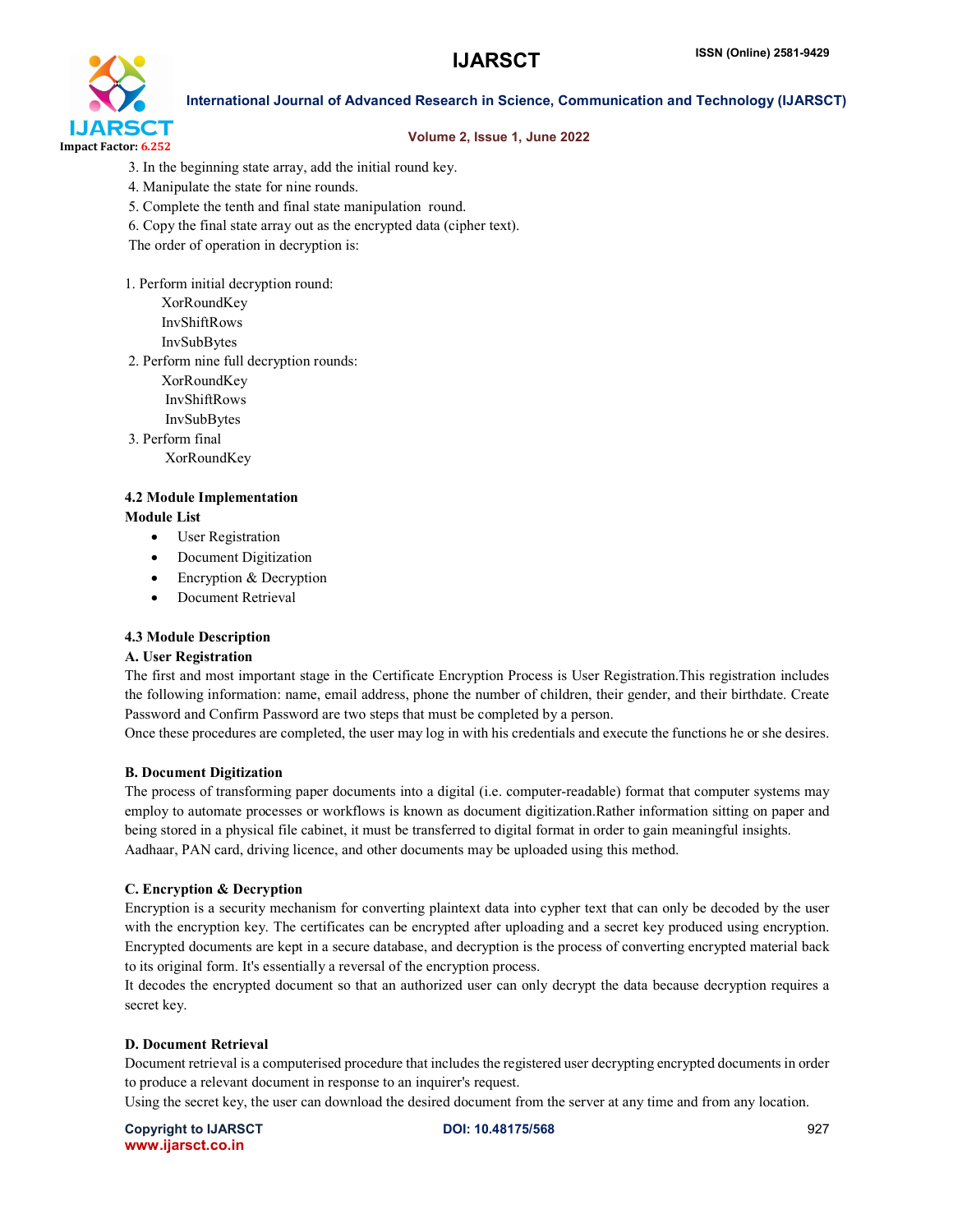3. In the beginning state array, add the initial round key.
4. Manipulate the state for nine rounds.
5. Complete the tenth and final state manipulation round.
6. Copy the final state array out as the encrypted data (cipher text).

The order of operation in decryption is:

1. Perform initial decryption round:
   - XorRoundKey
   - InvShiftRows
   - InvSubBytes
2. Perform nine full decryption rounds:
   - XorRoundKey
   - InvShiftRows
   - InvSubBytes
3. Perform final
   - XorRoundKey

### 4.2 Module Implementation

**Module List**

- User Registration
- Document Digitization
- Encryption & Decryption
- Document Retrieval

### 4.3 Module Description

**A. User Registration**

The first and most important stage in the Certificate Encryption Process is User Registration.This registration includes the following information: name, email address, phone the number of children, their gender, and their birthdate. Create Password and Confirm Password are two steps that must be completed by a person.

Once these procedures are completed, the user may log in with his credentials and execute the functions he or she desires.

**B. Document Digitization**

The process of transforming paper documents into a digital (i.e. computer-readable) format that computer systems may employ to automate processes or workflows is known as document digitization.Rather information sitting on paper and being stored in a physical file cabinet, it must be transferred to digital format in order to gain meaningful insights. Aadhaar, PAN card, driving licence, and other documents may be uploaded using this method.

**C. Encryption & Decryption**

Encryption is a security mechanism for converting plaintext data into cypher text that can only be decoded by the user with the encryption key. The certificates can be encrypted after uploading and a secret key produced using encryption. Encrypted documents are kept in a secure database, and decryption is the process of converting encrypted material back to its original form. It's essentially a reversal of the encryption process.

It decodes the encrypted document so that an authorized user can only decrypt the data because decryption requires a secret key.

**D. Document Retrieval**

Document retrieval is a computerised procedure that includes the registered user decrypting encrypted documents in order to produce a relevant document in response to an inquirer's request.

Using the secret key, the user can download the desired document from the server at any time and from any location.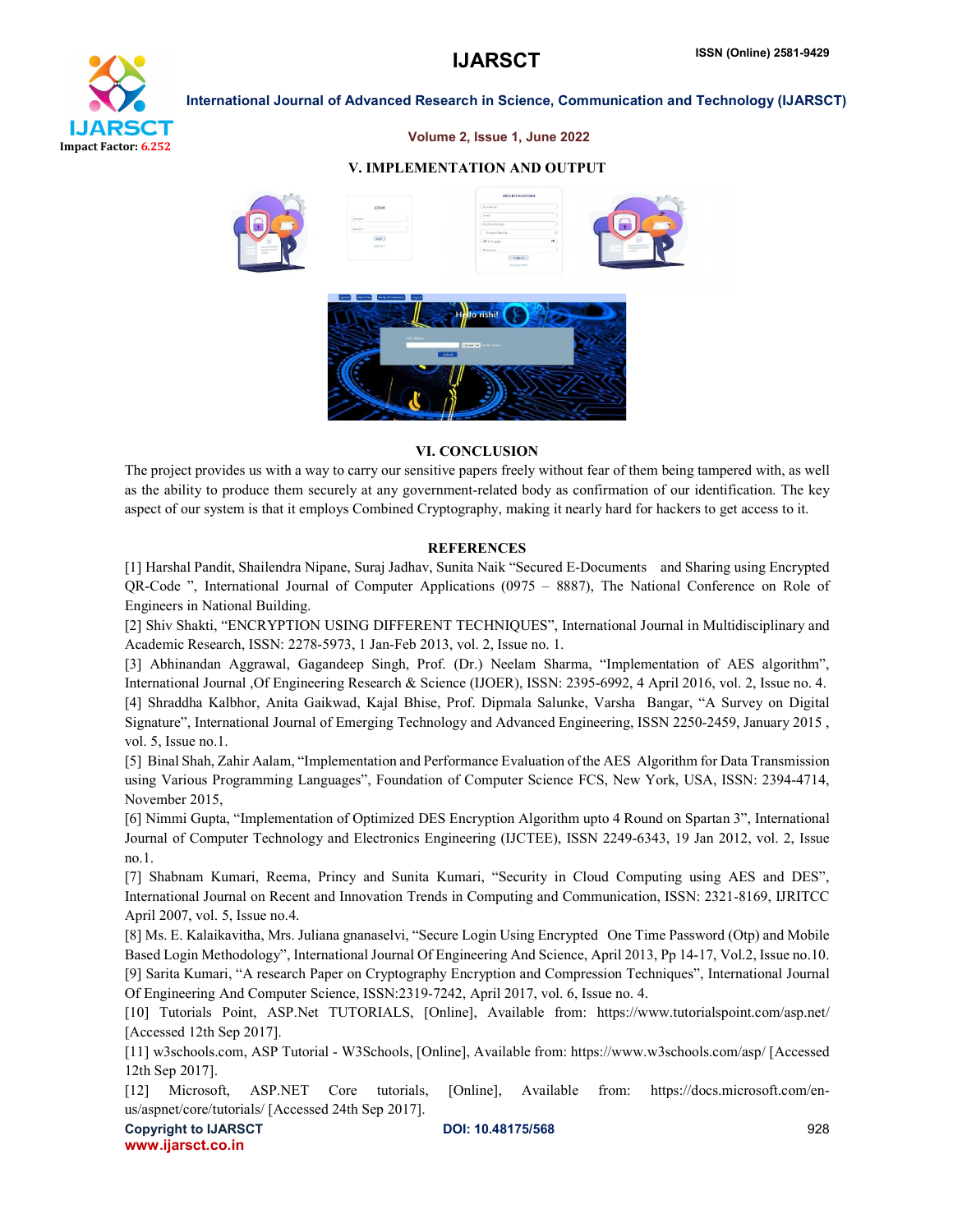## V. IMPLEMENTATION AND OUTPUT

## VI. CONCLUSION

The project provides us with a way to carry our sensitive papers freely without fear of them being tampered with, as well as the ability to produce them securely at any government-related body as confirmation of our identification. The key aspect of our system is that it employs Combined Cryptography, making it nearly hard for hackers to get access to it.

## REFERENCES

[1] Harshal Pandit, Shailendra Nipane, Suraj Jadhav, Sunita Naik "Secured E-Documents and Sharing using Encrypted QR-Code ", International Journal of Computer Applications (0975 – 8887), The National Conference on Role of Engineers in National Building.

[2] Shiv Shakti, "ENCRYPTION USING DIFFERENT TECHNIQUES", International Journal in Multidisciplinary and Academic Research, ISSN: 2278-5973, 1 Jan-Feb 2013, vol. 2, Issue no. 1.

[3] Abhinandan Aggrawal, Gagandeep Singh, Prof. (Dr.) Neelam Sharma, "Implementation of AES algorithm", International Journal ,Of Engineering Research & Science (IJOER), ISSN: 2395-6992, 4 April 2016, vol. 2, Issue no. 4.

[4] Shraddha Kalbhor, Anita Gaikwad, Kajal Bhise, Prof. Dipmala Salunke, Varsha Bangar, "A Survey on Digital Signature", International Journal of Emerging Technology and Advanced Engineering, ISSN 2250-2459, January 2015 , vol. 5, Issue no.1.

[5] Binal Shah, Zahir Aalam, "Implementation and Performance Evaluation of the AES Algorithm for Data Transmission using Various Programming Languages", Foundation of Computer Science FCS, New York, USA, ISSN: 2394-4714, November 2015,

[6] Nimmi Gupta, "Implementation of Optimized DES Encryption Algorithm upto 4 Round on Spartan 3", International Journal of Computer Technology and Electronics Engineering (IJCTEE), ISSN 2249-6343, 19 Jan 2012, vol. 2, Issue no.1.

[7] Shabnam Kumari, Reema, Princy and Sunita Kumari, "Security in Cloud Computing using AES and DES", International Journal on Recent and Innovation Trends in Computing and Communication, ISSN: 2321-8169, IJRITCC April 2007, vol. 5, Issue no.4.

[8] Ms. E. Kalaikavitha, Mrs. Juliana gnanaselvi, "Secure Login Using Encrypted One Time Password (Otp) and Mobile Based Login Methodology", International Journal Of Engineering And Science, April 2013, Pp 14-17, Vol.2, Issue no.10.

[9] Sarita Kumari, "A research Paper on Cryptography Encryption and Compression Techniques", International Journal Of Engineering And Computer Science, ISSN:2319-7242, April 2017, vol. 6, Issue no. 4.

[10] Tutorials Point, ASP.Net TUTORIALS, [Online], Available from: https://www.tutorialspoint.com/asp.net/ [Accessed 12th Sep 2017].

[11] w3schools.com, ASP Tutorial - W3Schools, [Online], Available from: https://www.w3schools.com/asp/ [Accessed 12th Sep 2017].

[12] Microsoft, ASP.NET Core tutorials, [Online], Available from: https://docs.microsoft.com/en-us/aspnet/core/tutorials/ [Accessed 24th Sep 2017].